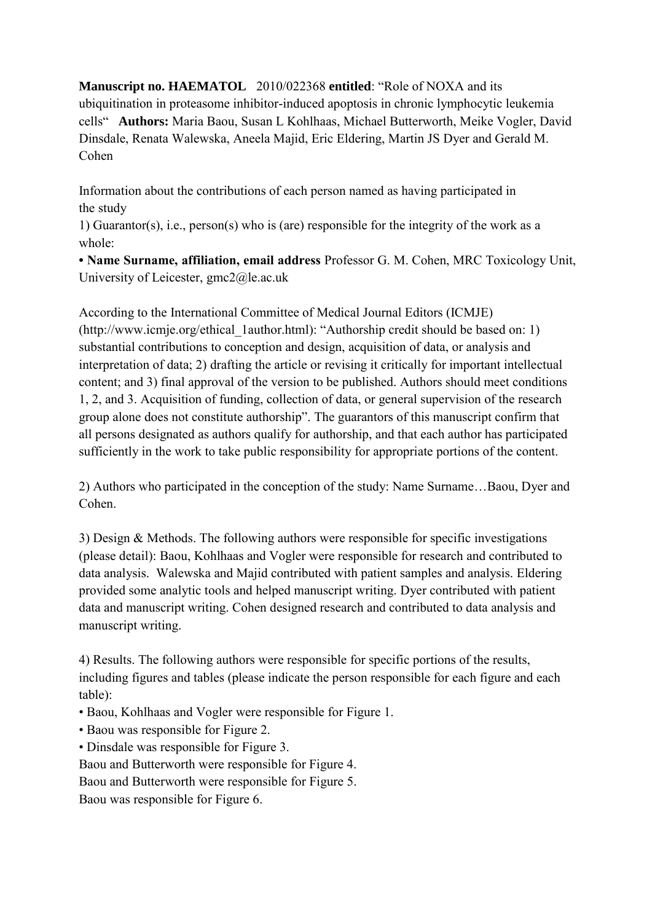**Manuscript no. HAEMATOL** 2010/022368 **entitled**: "Role of NOXA and its ubiquitination in proteasome inhibitor-induced apoptosis in chronic lymphocytic leukemia cells" **Authors:** Maria Baou, Susan L Kohlhaas, Michael Butterworth, Meike Vogler, David Dinsdale, Renata Walewska, Aneela Majid, Eric Eldering, Martin JS Dyer and Gerald M. Cohen

Information about the contributions of each person named as having participated in the study

1) Guarantor(s), i.e., person(s) who is (are) responsible for the integrity of the work as a whole:

• **Name Surname, affiliation, email address** Professor G. M. Cohen, MRC Toxicology Unit, University of Leicester, gmc2@le.ac.uk

According to the International Committee of Medical Journal Editors (ICMJE) (http://www.icmje.org/ethical_1author.html): "Authorship credit should be based on: 1) substantial contributions to conception and design, acquisition of data, or analysis and interpretation of data; 2) drafting the article or revising it critically for important intellectual content; and 3) final approval of the version to be published. Authors should meet conditions 1, 2, and 3. Acquisition of funding, collection of data, or general supervision of the research group alone does not constitute authorship". The guarantors of this manuscript confirm that all persons designated as authors qualify for authorship, and that each author has participated sufficiently in the work to take public responsibility for appropriate portions of the content.

2) Authors who participated in the conception of the study: Name Surname…Baou, Dyer and Cohen.

3) Design & Methods. The following authors were responsible for specific investigations (please detail): Baou, Kohlhaas and Vogler were responsible for research and contributed to data analysis. Walewska and Majid contributed with patient samples and analysis. Eldering provided some analytic tools and helped manuscript writing. Dyer contributed with patient data and manuscript writing. Cohen designed research and contributed to data analysis and manuscript writing.

4) Results. The following authors were responsible for specific portions of the results, including figures and tables (please indicate the person responsible for each figure and each table):

• Baou, Kohlhaas and Vogler were responsible for Figure 1.
• Baou was responsible for Figure 2.
• Dinsdale was responsible for Figure 3.

Baou and Butterworth were responsible for Figure 4.
Baou and Butterworth were responsible for Figure 5.
Baou was responsible for Figure 6.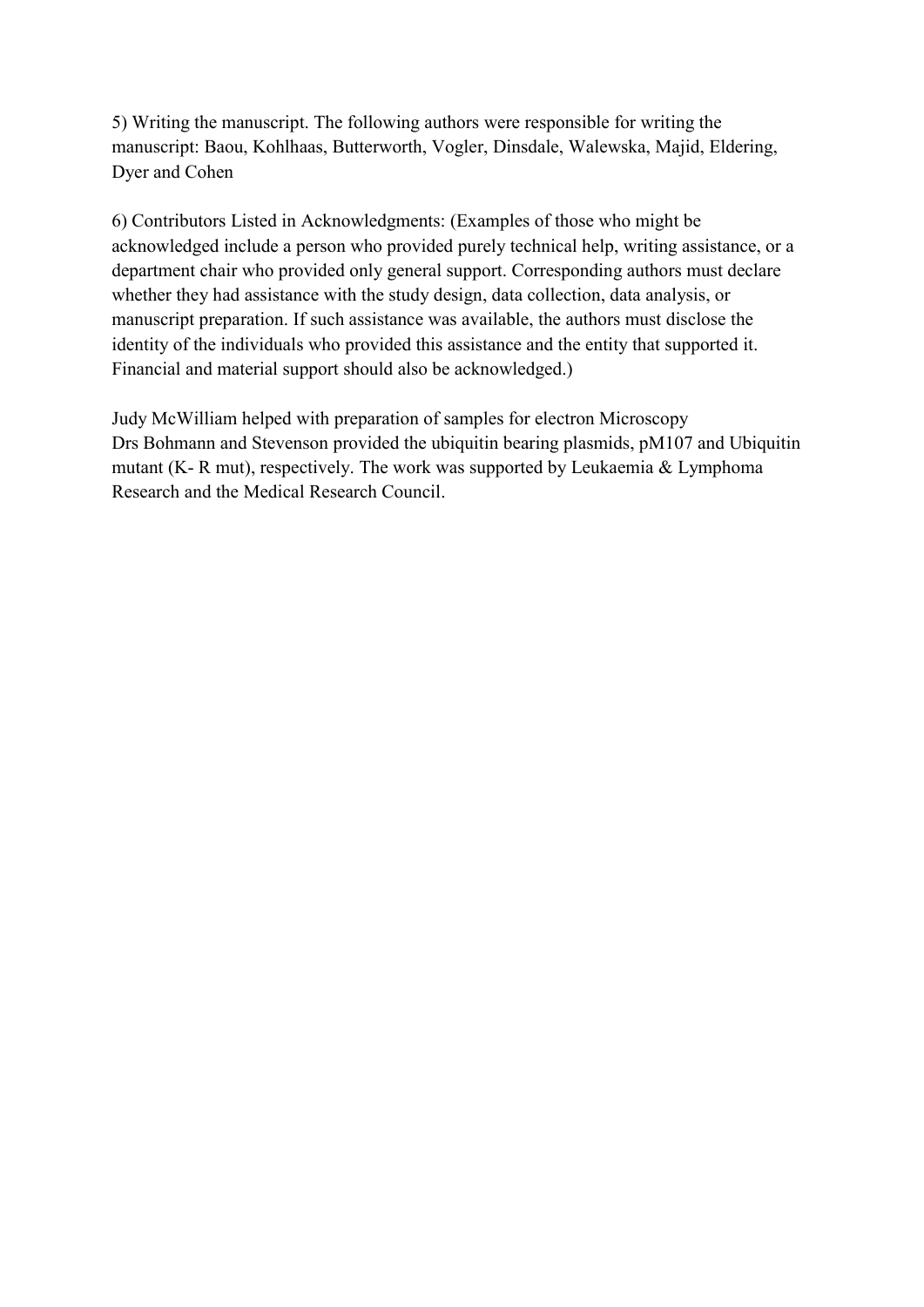5) Writing the manuscript. The following authors were responsible for writing the manuscript: Baou, Kohlhaas, Butterworth, Vogler, Dinsdale, Walewska, Majid, Eldering, Dyer and Cohen

6) Contributors Listed in Acknowledgments: (Examples of those who might be acknowledged include a person who provided purely technical help, writing assistance, or a department chair who provided only general support. Corresponding authors must declare whether they had assistance with the study design, data collection, data analysis, or manuscript preparation. If such assistance was available, the authors must disclose the identity of the individuals who provided this assistance and the entity that supported it. Financial and material support should also be acknowledged.)

Judy McWilliam helped with preparation of samples for electron Microscopy
Drs Bohmann and Stevenson provided the ubiquitin bearing plasmids, pM107 and Ubiquitin mutant (K- R mut), respectively. The work was supported by Leukaemia & Lymphoma Research and the Medical Research Council.